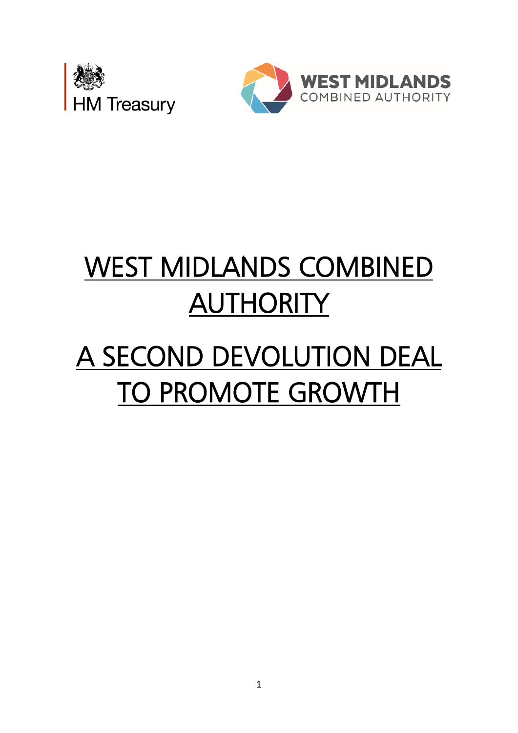HM Treasury

WEST MIDLANDS COMBINED AUTHORITY

# WEST MIDLANDS COMBINED AUTHORITY

# A SECOND DEVOLUTION DEAL TO PROMOTE GROWTH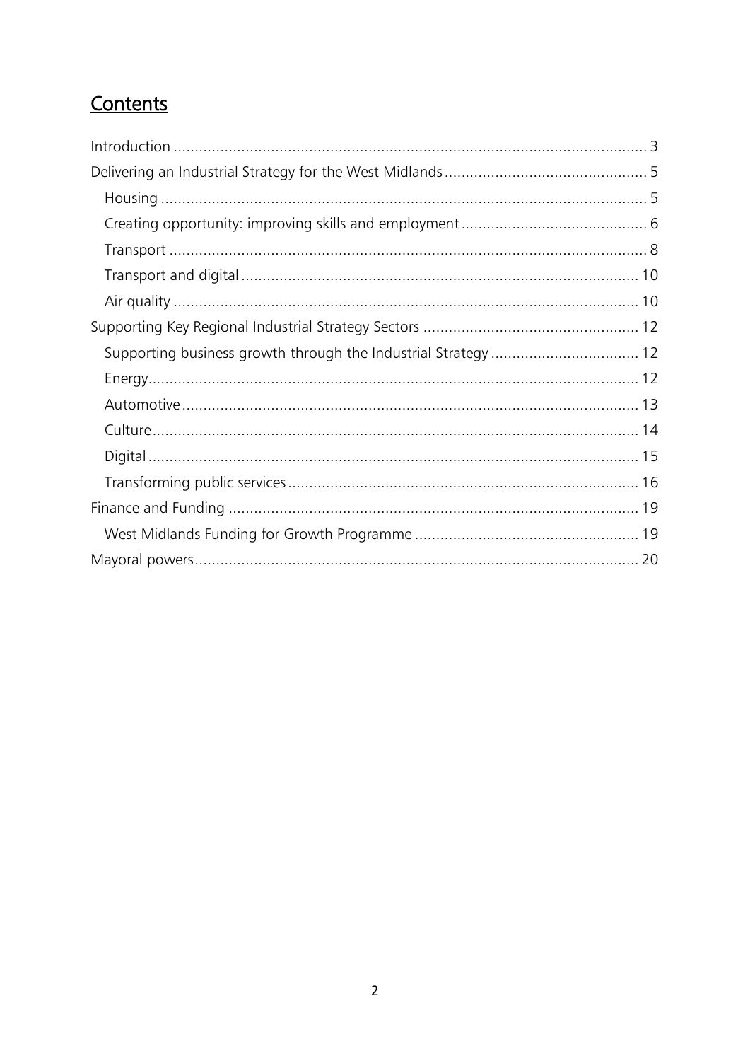# Contents

- Introduction ........ 3
- Delivering an Industrial Strategy for the West Midlands ........ 5
  - Housing ........ 5
  - Creating opportunity: improving skills and employment ........ 6
  - Transport ........ 8
  - Transport and digital ........ 10
  - Air quality ........ 10
- Supporting Key Regional Industrial Strategy Sectors ........ 12
  - Supporting business growth through the Industrial Strategy ........ 12
  - Energy ........ 12
  - Automotive ........ 13
  - Culture ........ 14
  - Digital ........ 15
  - Transforming public services ........ 16
- Finance and Funding ........ 19
  - West Midlands Funding for Growth Programme ........ 19
- Mayoral powers ........ 20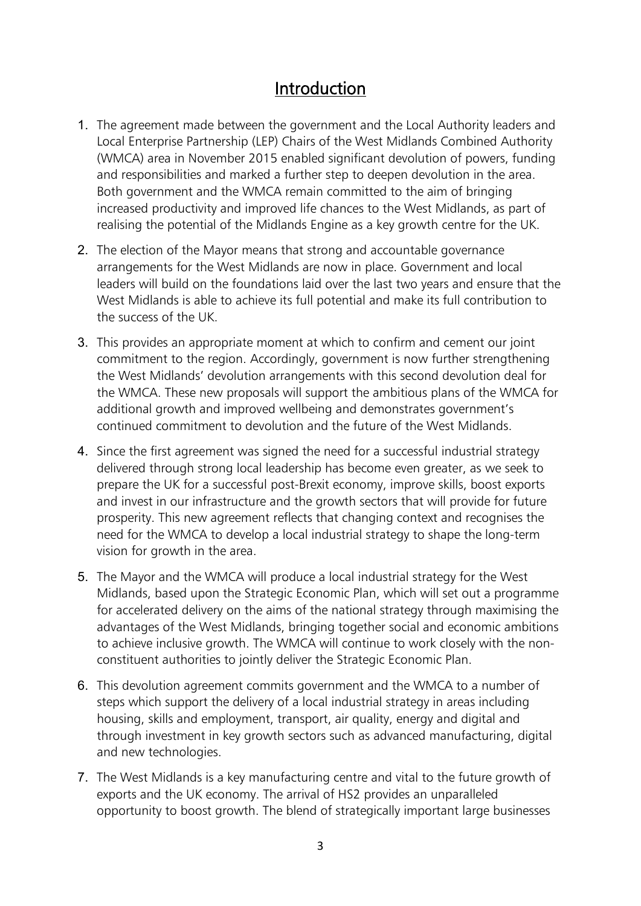## Introduction

1. The agreement made between the government and the Local Authority leaders and Local Enterprise Partnership (LEP) Chairs of the West Midlands Combined Authority (WMCA) area in November 2015 enabled significant devolution of powers, funding and responsibilities and marked a further step to deepen devolution in the area. Both government and the WMCA remain committed to the aim of bringing increased productivity and improved life chances to the West Midlands, as part of realising the potential of the Midlands Engine as a key growth centre for the UK.

2. The election of the Mayor means that strong and accountable governance arrangements for the West Midlands are now in place. Government and local leaders will build on the foundations laid over the last two years and ensure that the West Midlands is able to achieve its full potential and make its full contribution to the success of the UK.

3. This provides an appropriate moment at which to confirm and cement our joint commitment to the region. Accordingly, government is now further strengthening the West Midlands' devolution arrangements with this second devolution deal for the WMCA. These new proposals will support the ambitious plans of the WMCA for additional growth and improved wellbeing and demonstrates government's continued commitment to devolution and the future of the West Midlands.

4. Since the first agreement was signed the need for a successful industrial strategy delivered through strong local leadership has become even greater, as we seek to prepare the UK for a successful post-Brexit economy, improve skills, boost exports and invest in our infrastructure and the growth sectors that will provide for future prosperity. This new agreement reflects that changing context and recognises the need for the WMCA to develop a local industrial strategy to shape the long-term vision for growth in the area.

5. The Mayor and the WMCA will produce a local industrial strategy for the West Midlands, based upon the Strategic Economic Plan, which will set out a programme for accelerated delivery on the aims of the national strategy through maximising the advantages of the West Midlands, bringing together social and economic ambitions to achieve inclusive growth. The WMCA will continue to work closely with the non-constituent authorities to jointly deliver the Strategic Economic Plan.

6. This devolution agreement commits government and the WMCA to a number of steps which support the delivery of a local industrial strategy in areas including housing, skills and employment, transport, air quality, energy and digital and through investment in key growth sectors such as advanced manufacturing, digital and new technologies.

7. The West Midlands is a key manufacturing centre and vital to the future growth of exports and the UK economy. The arrival of HS2 provides an unparalleled opportunity to boost growth. The blend of strategically important large businesses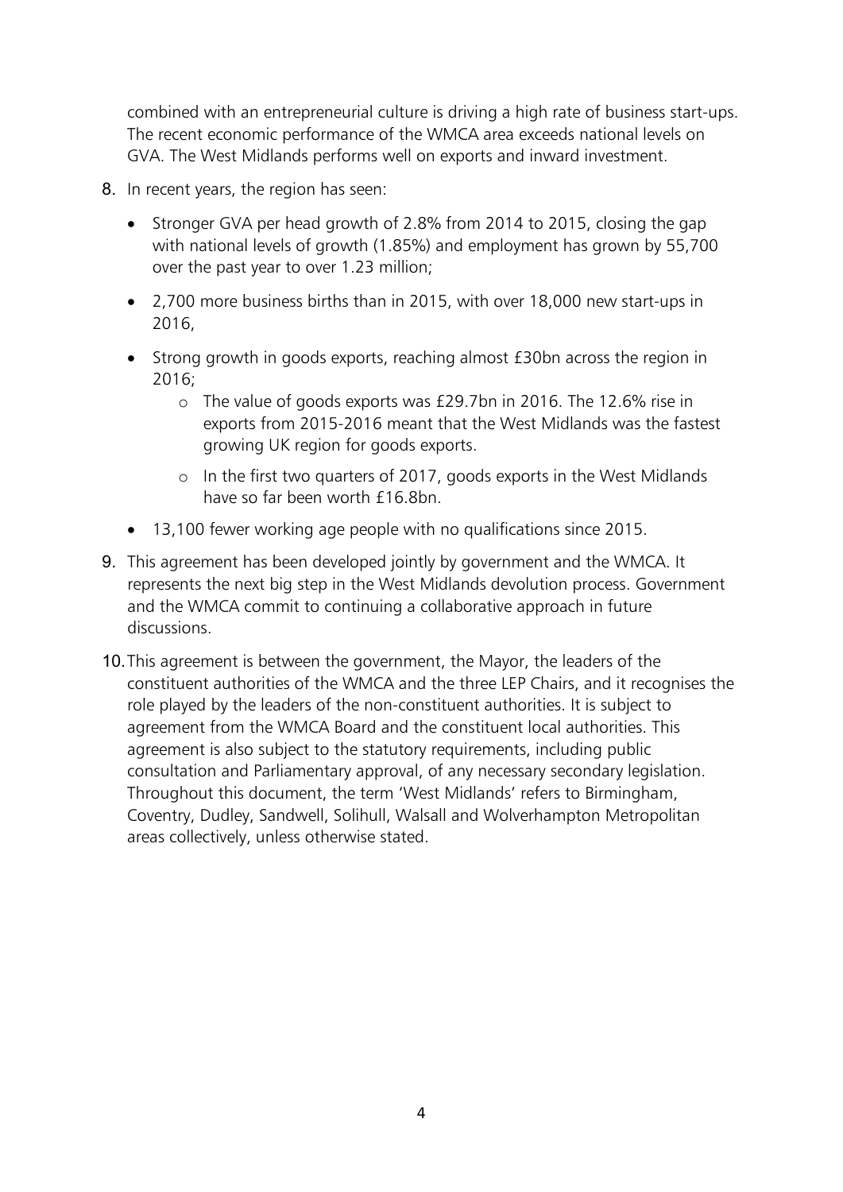combined with an entrepreneurial culture is driving a high rate of business start-ups. The recent economic performance of the WMCA area exceeds national levels on GVA. The West Midlands performs well on exports and inward investment.

8. In recent years, the region has seen:

   - Stronger GVA per head growth of 2.8% from 2014 to 2015, closing the gap with national levels of growth (1.85%) and employment has grown by 55,700 over the past year to over 1.23 million;
   - 2,700 more business births than in 2015, with over 18,000 new start-ups in 2016,
   - Strong growth in goods exports, reaching almost £30bn across the region in 2016;
     - The value of goods exports was £29.7bn in 2016. The 12.6% rise in exports from 2015-2016 meant that the West Midlands was the fastest growing UK region for goods exports.
     - In the first two quarters of 2017, goods exports in the West Midlands have so far been worth £16.8bn.
   - 13,100 fewer working age people with no qualifications since 2015.

9. This agreement has been developed jointly by government and the WMCA. It represents the next big step in the West Midlands devolution process. Government and the WMCA commit to continuing a collaborative approach in future discussions.

10. This agreement is between the government, the Mayor, the leaders of the constituent authorities of the WMCA and the three LEP Chairs, and it recognises the role played by the leaders of the non-constituent authorities. It is subject to agreement from the WMCA Board and the constituent local authorities. This agreement is also subject to the statutory requirements, including public consultation and Parliamentary approval, of any necessary secondary legislation. Throughout this document, the term 'West Midlands' refers to Birmingham, Coventry, Dudley, Sandwell, Solihull, Walsall and Wolverhampton Metropolitan areas collectively, unless otherwise stated.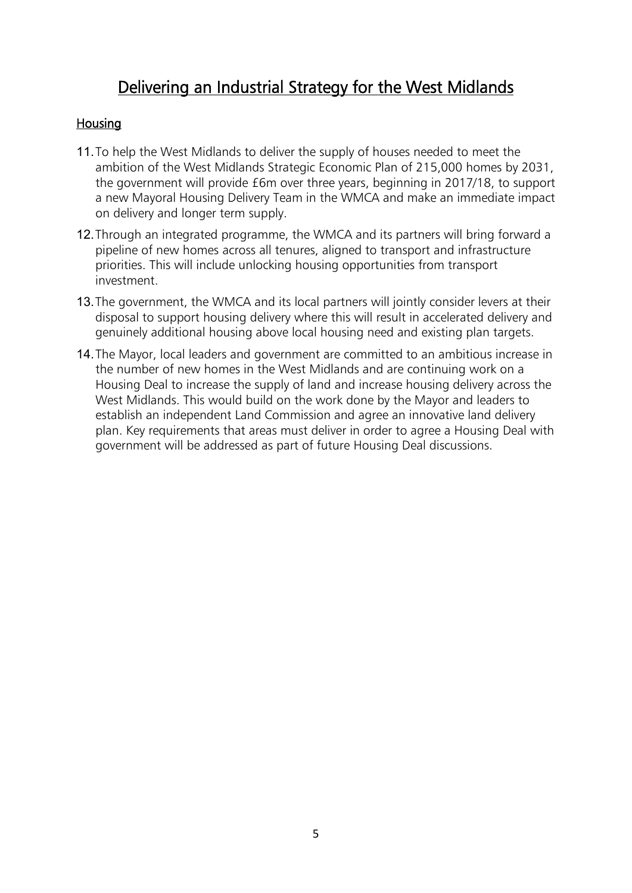# Delivering an Industrial Strategy for the West Midlands

## Housing

11. To help the West Midlands to deliver the supply of houses needed to meet the ambition of the West Midlands Strategic Economic Plan of 215,000 homes by 2031, the government will provide £6m over three years, beginning in 2017/18, to support a new Mayoral Housing Delivery Team in the WMCA and make an immediate impact on delivery and longer term supply.

12. Through an integrated programme, the WMCA and its partners will bring forward a pipeline of new homes across all tenures, aligned to transport and infrastructure priorities. This will include unlocking housing opportunities from transport investment.

13. The government, the WMCA and its local partners will jointly consider levers at their disposal to support housing delivery where this will result in accelerated delivery and genuinely additional housing above local housing need and existing plan targets.

14. The Mayor, local leaders and government are committed to an ambitious increase in the number of new homes in the West Midlands and are continuing work on a Housing Deal to increase the supply of land and increase housing delivery across the West Midlands. This would build on the work done by the Mayor and leaders to establish an independent Land Commission and agree an innovative land delivery plan. Key requirements that areas must deliver in order to agree a Housing Deal with government will be addressed as part of future Housing Deal discussions.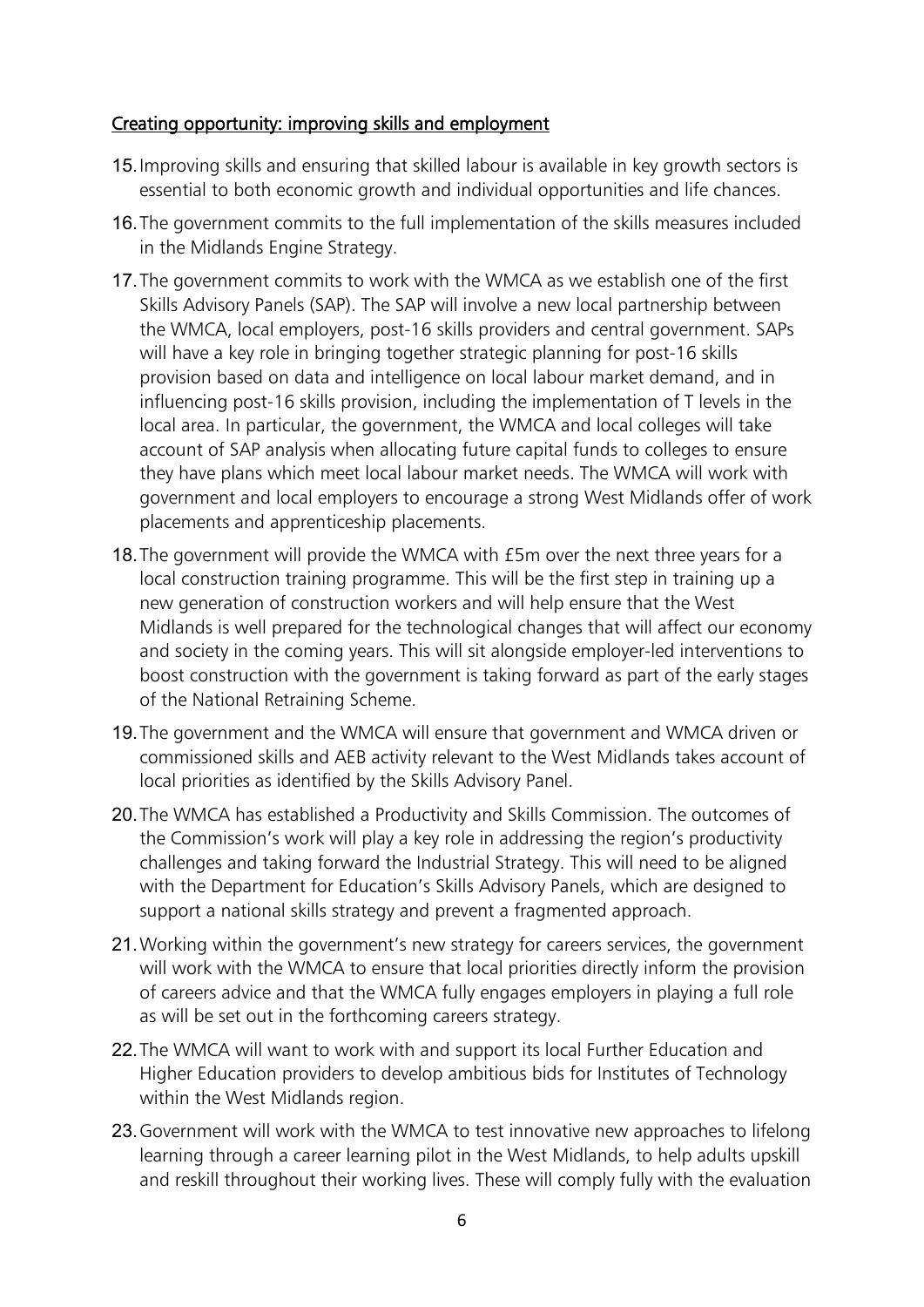## Creating opportunity: improving skills and employment

15. Improving skills and ensuring that skilled labour is available in key growth sectors is essential to both economic growth and individual opportunities and life chances.

16. The government commits to the full implementation of the skills measures included in the Midlands Engine Strategy.

17. The government commits to work with the WMCA as we establish one of the first Skills Advisory Panels (SAP). The SAP will involve a new local partnership between the WMCA, local employers, post-16 skills providers and central government. SAPs will have a key role in bringing together strategic planning for post-16 skills provision based on data and intelligence on local labour market demand, and in influencing post-16 skills provision, including the implementation of T levels in the local area. In particular, the government, the WMCA and local colleges will take account of SAP analysis when allocating future capital funds to colleges to ensure they have plans which meet local labour market needs. The WMCA will work with government and local employers to encourage a strong West Midlands offer of work placements and apprenticeship placements.

18. The government will provide the WMCA with £5m over the next three years for a local construction training programme. This will be the first step in training up a new generation of construction workers and will help ensure that the West Midlands is well prepared for the technological changes that will affect our economy and society in the coming years. This will sit alongside employer-led interventions to boost construction with the government is taking forward as part of the early stages of the National Retraining Scheme.

19. The government and the WMCA will ensure that government and WMCA driven or commissioned skills and AEB activity relevant to the West Midlands takes account of local priorities as identified by the Skills Advisory Panel.

20. The WMCA has established a Productivity and Skills Commission. The outcomes of the Commission's work will play a key role in addressing the region's productivity challenges and taking forward the Industrial Strategy. This will need to be aligned with the Department for Education's Skills Advisory Panels, which are designed to support a national skills strategy and prevent a fragmented approach.

21. Working within the government's new strategy for careers services, the government will work with the WMCA to ensure that local priorities directly inform the provision of careers advice and that the WMCA fully engages employers in playing a full role as will be set out in the forthcoming careers strategy.

22. The WMCA will want to work with and support its local Further Education and Higher Education providers to develop ambitious bids for Institutes of Technology within the West Midlands region.

23. Government will work with the WMCA to test innovative new approaches to lifelong learning through a career learning pilot in the West Midlands, to help adults upskill and reskill throughout their working lives. These will comply fully with the evaluation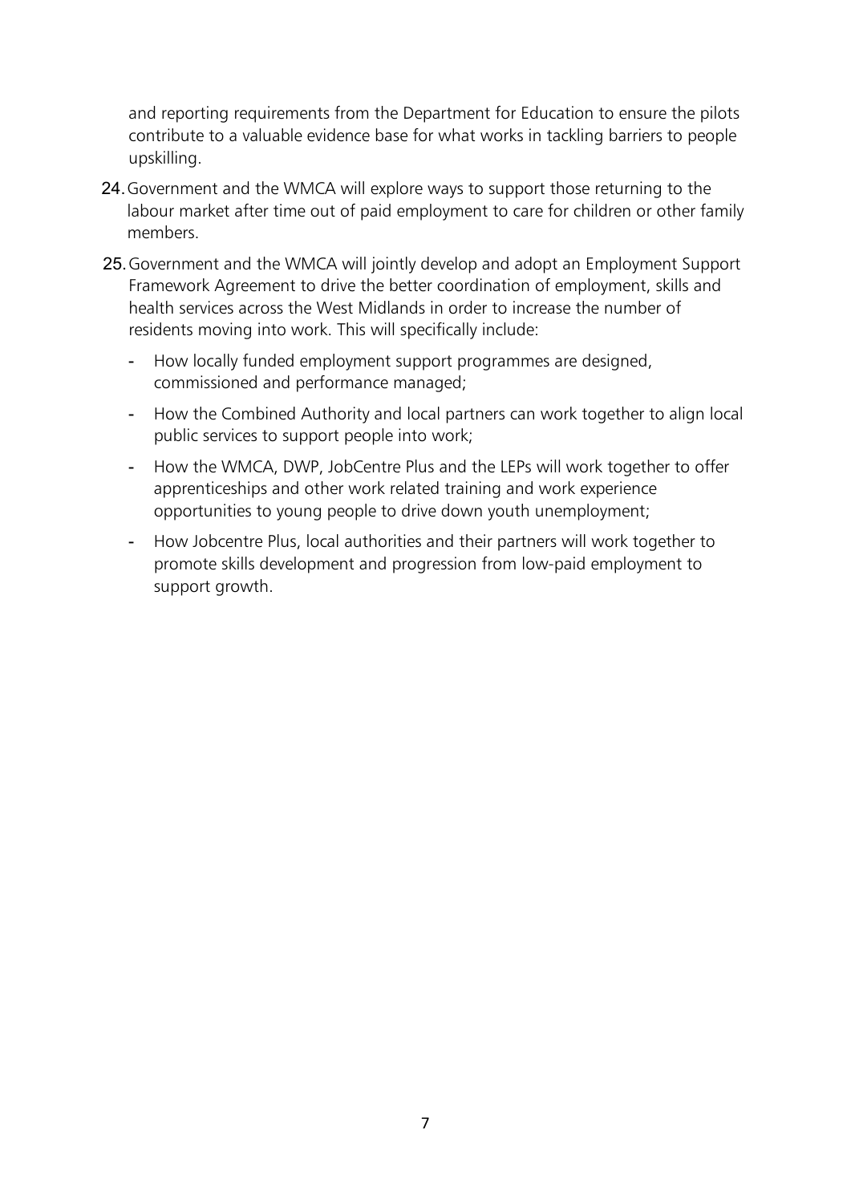and reporting requirements from the Department for Education to ensure the pilots contribute to a valuable evidence base for what works in tackling barriers to people upskilling.

24. Government and the WMCA will explore ways to support those returning to the labour market after time out of paid employment to care for children or other family members.

25. Government and the WMCA will jointly develop and adopt an Employment Support Framework Agreement to drive the better coordination of employment, skills and health services across the West Midlands in order to increase the number of residents moving into work. This will specifically include:

    - How locally funded employment support programmes are designed, commissioned and performance managed;
    - How the Combined Authority and local partners can work together to align local public services to support people into work;
    - How the WMCA, DWP, JobCentre Plus and the LEPs will work together to offer apprenticeships and other work related training and work experience opportunities to young people to drive down youth unemployment;
    - How Jobcentre Plus, local authorities and their partners will work together to promote skills development and progression from low-paid employment to support growth.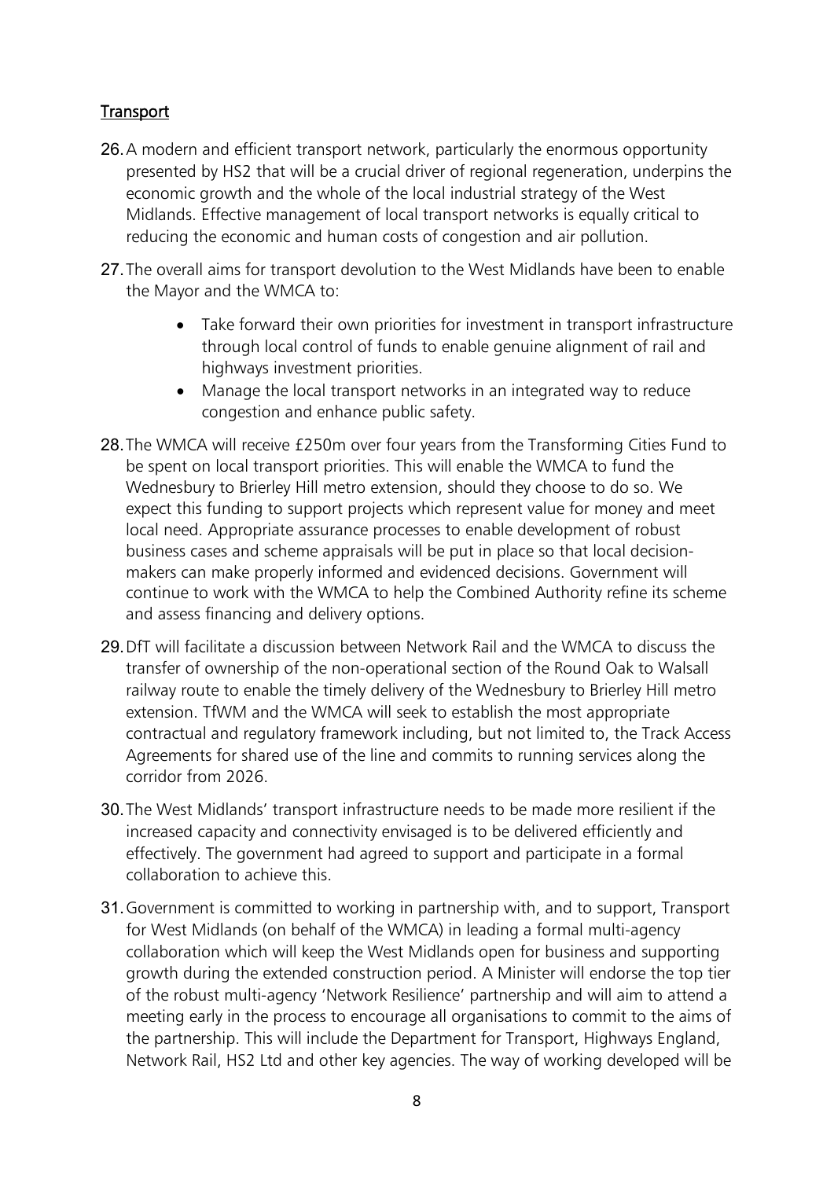## Transport

26. A modern and efficient transport network, particularly the enormous opportunity presented by HS2 that will be a crucial driver of regional regeneration, underpins the economic growth and the whole of the local industrial strategy of the West Midlands. Effective management of local transport networks is equally critical to reducing the economic and human costs of congestion and air pollution.

27. The overall aims for transport devolution to the West Midlands have been to enable the Mayor and the WMCA to:

    - Take forward their own priorities for investment in transport infrastructure through local control of funds to enable genuine alignment of rail and highways investment priorities.
    - Manage the local transport networks in an integrated way to reduce congestion and enhance public safety.

28. The WMCA will receive £250m over four years from the Transforming Cities Fund to be spent on local transport priorities. This will enable the WMCA to fund the Wednesbury to Brierley Hill metro extension, should they choose to do so. We expect this funding to support projects which represent value for money and meet local need. Appropriate assurance processes to enable development of robust business cases and scheme appraisals will be put in place so that local decision-makers can make properly informed and evidenced decisions. Government will continue to work with the WMCA to help the Combined Authority refine its scheme and assess financing and delivery options.

29. DfT will facilitate a discussion between Network Rail and the WMCA to discuss the transfer of ownership of the non-operational section of the Round Oak to Walsall railway route to enable the timely delivery of the Wednesbury to Brierley Hill metro extension. TfWM and the WMCA will seek to establish the most appropriate contractual and regulatory framework including, but not limited to, the Track Access Agreements for shared use of the line and commits to running services along the corridor from 2026.

30. The West Midlands' transport infrastructure needs to be made more resilient if the increased capacity and connectivity envisaged is to be delivered efficiently and effectively. The government had agreed to support and participate in a formal collaboration to achieve this.

31. Government is committed to working in partnership with, and to support, Transport for West Midlands (on behalf of the WMCA) in leading a formal multi-agency collaboration which will keep the West Midlands open for business and supporting growth during the extended construction period. A Minister will endorse the top tier of the robust multi-agency 'Network Resilience' partnership and will aim to attend a meeting early in the process to encourage all organisations to commit to the aims of the partnership. This will include the Department for Transport, Highways England, Network Rail, HS2 Ltd and other key agencies. The way of working developed will be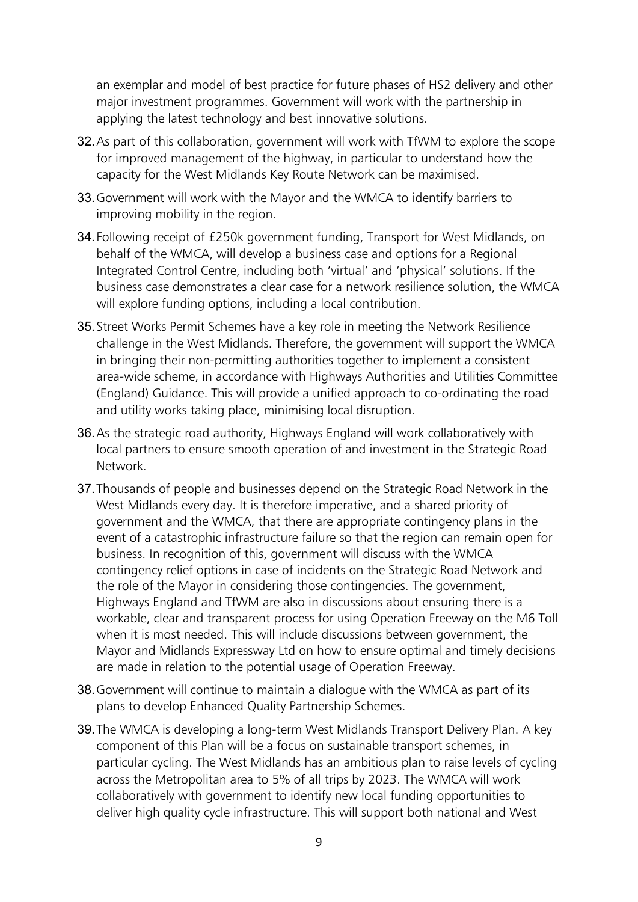an exemplar and model of best practice for future phases of HS2 delivery and other major investment programmes. Government will work with the partnership in applying the latest technology and best innovative solutions.

32. As part of this collaboration, government will work with TfWM to explore the scope for improved management of the highway, in particular to understand how the capacity for the West Midlands Key Route Network can be maximised.

33. Government will work with the Mayor and the WMCA to identify barriers to improving mobility in the region.

34. Following receipt of £250k government funding, Transport for West Midlands, on behalf of the WMCA, will develop a business case and options for a Regional Integrated Control Centre, including both 'virtual' and 'physical' solutions. If the business case demonstrates a clear case for a network resilience solution, the WMCA will explore funding options, including a local contribution.

35. Street Works Permit Schemes have a key role in meeting the Network Resilience challenge in the West Midlands. Therefore, the government will support the WMCA in bringing their non-permitting authorities together to implement a consistent area-wide scheme, in accordance with Highways Authorities and Utilities Committee (England) Guidance. This will provide a unified approach to co-ordinating the road and utility works taking place, minimising local disruption.

36. As the strategic road authority, Highways England will work collaboratively with local partners to ensure smooth operation of and investment in the Strategic Road Network.

37. Thousands of people and businesses depend on the Strategic Road Network in the West Midlands every day. It is therefore imperative, and a shared priority of government and the WMCA, that there are appropriate contingency plans in the event of a catastrophic infrastructure failure so that the region can remain open for business. In recognition of this, government will discuss with the WMCA contingency relief options in case of incidents on the Strategic Road Network and the role of the Mayor in considering those contingencies. The government, Highways England and TfWM are also in discussions about ensuring there is a workable, clear and transparent process for using Operation Freeway on the M6 Toll when it is most needed. This will include discussions between government, the Mayor and Midlands Expressway Ltd on how to ensure optimal and timely decisions are made in relation to the potential usage of Operation Freeway.

38. Government will continue to maintain a dialogue with the WMCA as part of its plans to develop Enhanced Quality Partnership Schemes.

39. The WMCA is developing a long-term West Midlands Transport Delivery Plan. A key component of this Plan will be a focus on sustainable transport schemes, in particular cycling. The West Midlands has an ambitious plan to raise levels of cycling across the Metropolitan area to 5% of all trips by 2023. The WMCA will work collaboratively with government to identify new local funding opportunities to deliver high quality cycle infrastructure. This will support both national and West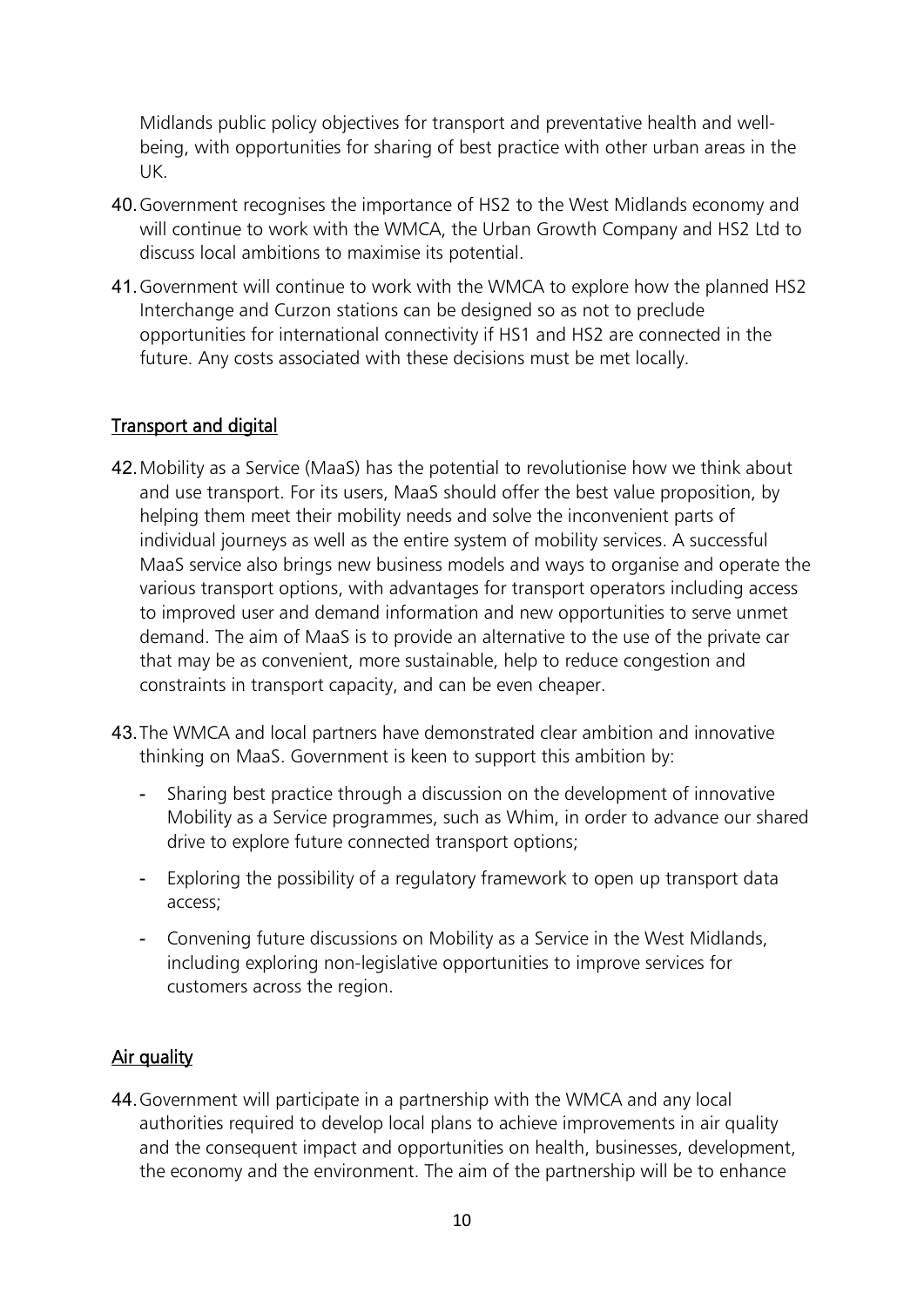Midlands public policy objectives for transport and preventative health and well-being, with opportunities for sharing of best practice with other urban areas in the UK.

40. Government recognises the importance of HS2 to the West Midlands economy and will continue to work with the WMCA, the Urban Growth Company and HS2 Ltd to discuss local ambitions to maximise its potential.

41. Government will continue to work with the WMCA to explore how the planned HS2 Interchange and Curzon stations can be designed so as not to preclude opportunities for international connectivity if HS1 and HS2 are connected in the future. Any costs associated with these decisions must be met locally.

## Transport and digital

42. Mobility as a Service (MaaS) has the potential to revolutionise how we think about and use transport. For its users, MaaS should offer the best value proposition, by helping them meet their mobility needs and solve the inconvenient parts of individual journeys as well as the entire system of mobility services. A successful MaaS service also brings new business models and ways to organise and operate the various transport options, with advantages for transport operators including access to improved user and demand information and new opportunities to serve unmet demand. The aim of MaaS is to provide an alternative to the use of the private car that may be as convenient, more sustainable, help to reduce congestion and constraints in transport capacity, and can be even cheaper.

43. The WMCA and local partners have demonstrated clear ambition and innovative thinking on MaaS. Government is keen to support this ambition by:

    - Sharing best practice through a discussion on the development of innovative Mobility as a Service programmes, such as Whim, in order to advance our shared drive to explore future connected transport options;
    - Exploring the possibility of a regulatory framework to open up transport data access;
    - Convening future discussions on Mobility as a Service in the West Midlands, including exploring non-legislative opportunities to improve services for customers across the region.

## Air quality

44. Government will participate in a partnership with the WMCA and any local authorities required to develop local plans to achieve improvements in air quality and the consequent impact and opportunities on health, businesses, development, the economy and the environment. The aim of the partnership will be to enhance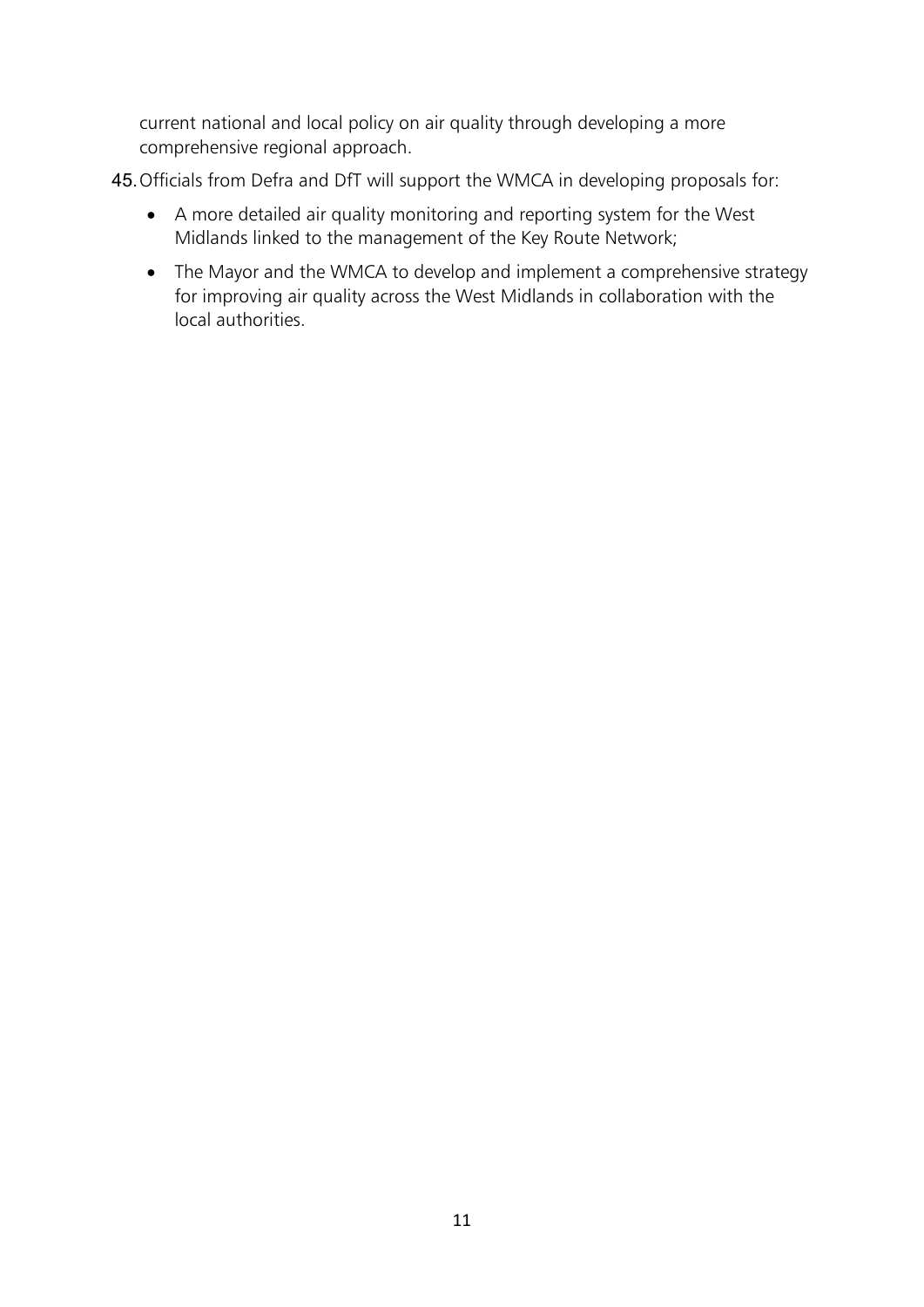current national and local policy on air quality through developing a more comprehensive regional approach.

45. Officials from Defra and DfT will support the WMCA in developing proposals for:

- A more detailed air quality monitoring and reporting system for the West Midlands linked to the management of the Key Route Network;
- The Mayor and the WMCA to develop and implement a comprehensive strategy for improving air quality across the West Midlands in collaboration with the local authorities.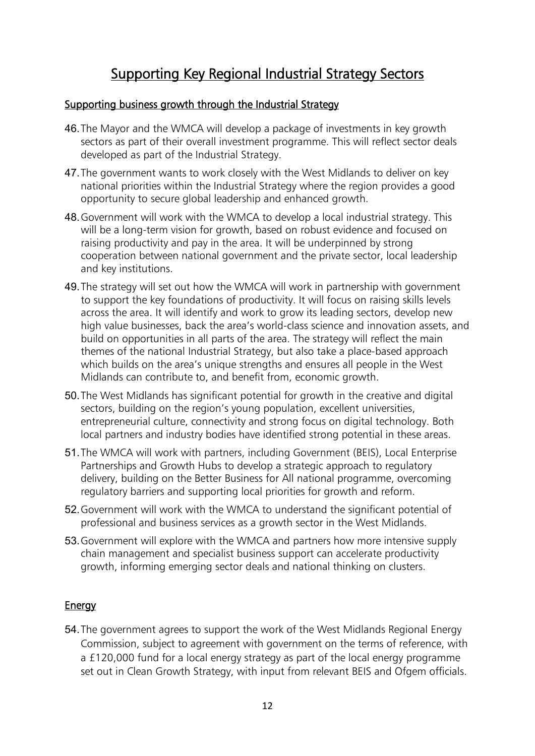# Supporting Key Regional Industrial Strategy Sectors

## Supporting business growth through the Industrial Strategy

46. The Mayor and the WMCA will develop a package of investments in key growth sectors as part of their overall investment programme. This will reflect sector deals developed as part of the Industrial Strategy.

47. The government wants to work closely with the West Midlands to deliver on key national priorities within the Industrial Strategy where the region provides a good opportunity to secure global leadership and enhanced growth.

48. Government will work with the WMCA to develop a local industrial strategy. This will be a long-term vision for growth, based on robust evidence and focused on raising productivity and pay in the area. It will be underpinned by strong cooperation between national government and the private sector, local leadership and key institutions.

49. The strategy will set out how the WMCA will work in partnership with government to support the key foundations of productivity. It will focus on raising skills levels across the area. It will identify and work to grow its leading sectors, develop new high value businesses, back the area's world-class science and innovation assets, and build on opportunities in all parts of the area. The strategy will reflect the main themes of the national Industrial Strategy, but also take a place-based approach which builds on the area's unique strengths and ensures all people in the West Midlands can contribute to, and benefit from, economic growth.

50. The West Midlands has significant potential for growth in the creative and digital sectors, building on the region's young population, excellent universities, entrepreneurial culture, connectivity and strong focus on digital technology. Both local partners and industry bodies have identified strong potential in these areas.

51. The WMCA will work with partners, including Government (BEIS), Local Enterprise Partnerships and Growth Hubs to develop a strategic approach to regulatory delivery, building on the Better Business for All national programme, overcoming regulatory barriers and supporting local priorities for growth and reform.

52. Government will work with the WMCA to understand the significant potential of professional and business services as a growth sector in the West Midlands.

53. Government will explore with the WMCA and partners how more intensive supply chain management and specialist business support can accelerate productivity growth, informing emerging sector deals and national thinking on clusters.

## Energy

54. The government agrees to support the work of the West Midlands Regional Energy Commission, subject to agreement with government on the terms of reference, with a £120,000 fund for a local energy strategy as part of the local energy programme set out in Clean Growth Strategy, with input from relevant BEIS and Ofgem officials.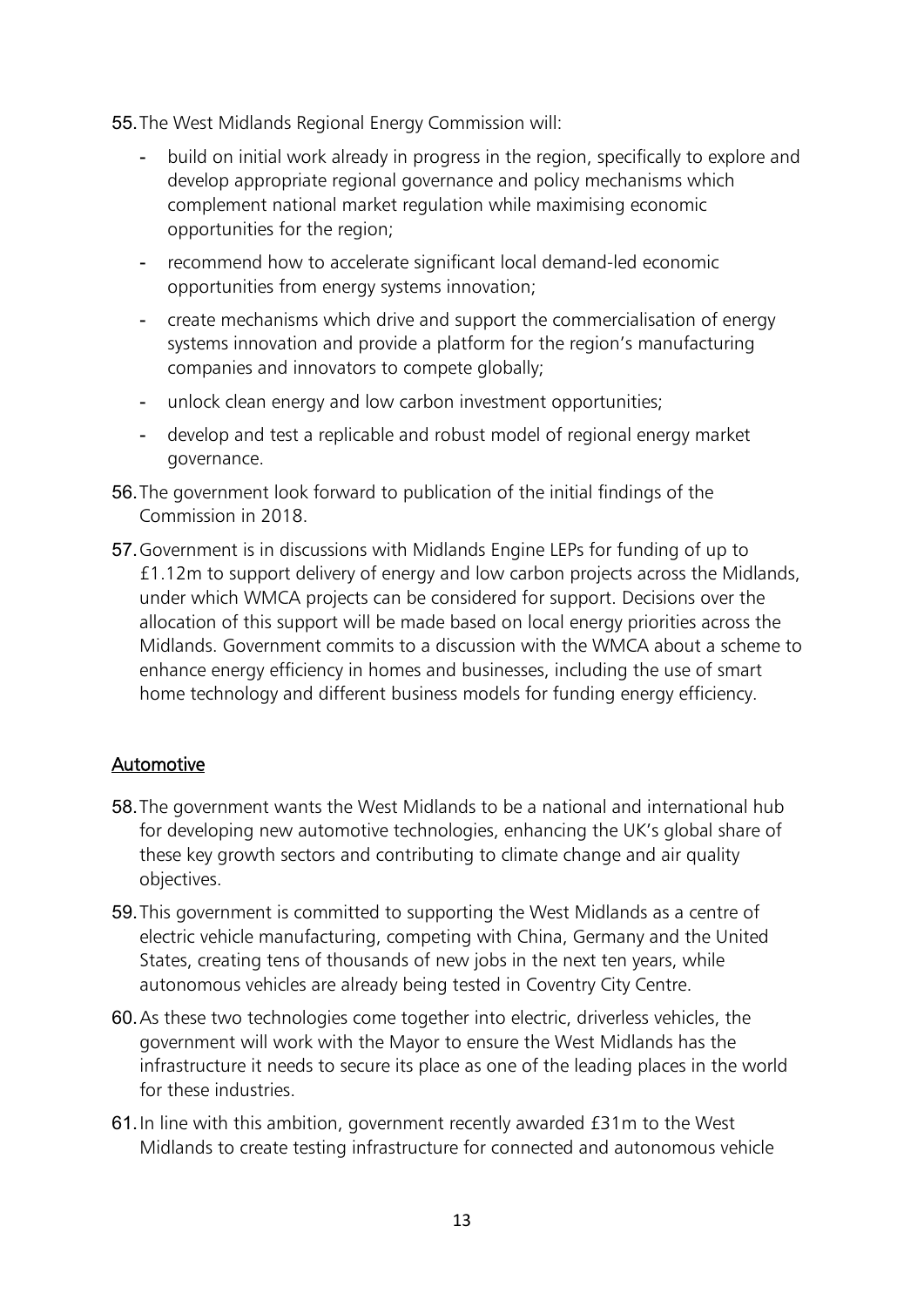55. The West Midlands Regional Energy Commission will:

    - build on initial work already in progress in the region, specifically to explore and develop appropriate regional governance and policy mechanisms which complement national market regulation while maximising economic opportunities for the region;
    - recommend how to accelerate significant local demand-led economic opportunities from energy systems innovation;
    - create mechanisms which drive and support the commercialisation of energy systems innovation and provide a platform for the region's manufacturing companies and innovators to compete globally;
    - unlock clean energy and low carbon investment opportunities;
    - develop and test a replicable and robust model of regional energy market governance.

56. The government look forward to publication of the initial findings of the Commission in 2018.

57. Government is in discussions with Midlands Engine LEPs for funding of up to £1.12m to support delivery of energy and low carbon projects across the Midlands, under which WMCA projects can be considered for support. Decisions over the allocation of this support will be made based on local energy priorities across the Midlands. Government commits to a discussion with the WMCA about a scheme to enhance energy efficiency in homes and businesses, including the use of smart home technology and different business models for funding energy efficiency.

## Automotive

58. The government wants the West Midlands to be a national and international hub for developing new automotive technologies, enhancing the UK's global share of these key growth sectors and contributing to climate change and air quality objectives.

59. This government is committed to supporting the West Midlands as a centre of electric vehicle manufacturing, competing with China, Germany and the United States, creating tens of thousands of new jobs in the next ten years, while autonomous vehicles are already being tested in Coventry City Centre.

60. As these two technologies come together into electric, driverless vehicles, the government will work with the Mayor to ensure the West Midlands has the infrastructure it needs to secure its place as one of the leading places in the world for these industries.

61. In line with this ambition, government recently awarded £31m to the West Midlands to create testing infrastructure for connected and autonomous vehicle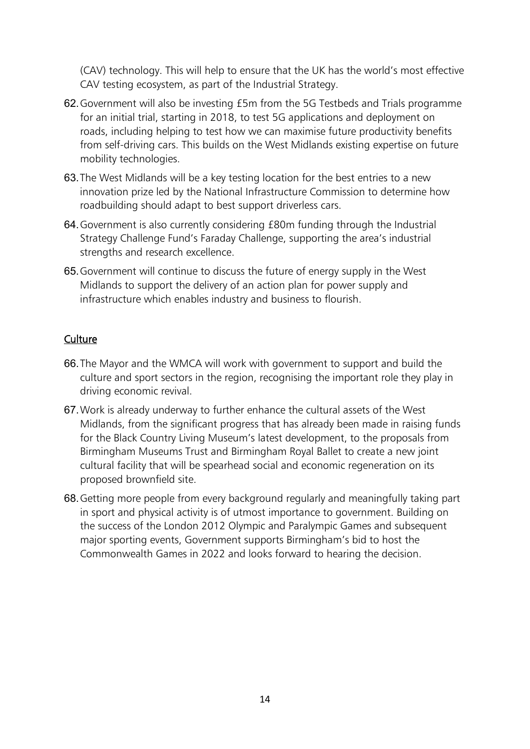(CAV) technology. This will help to ensure that the UK has the world's most effective CAV testing ecosystem, as part of the Industrial Strategy.

62. Government will also be investing £5m from the 5G Testbeds and Trials programme for an initial trial, starting in 2018, to test 5G applications and deployment on roads, including helping to test how we can maximise future productivity benefits from self-driving cars. This builds on the West Midlands existing expertise on future mobility technologies.

63. The West Midlands will be a key testing location for the best entries to a new innovation prize led by the National Infrastructure Commission to determine how roadbuilding should adapt to best support driverless cars.

64. Government is also currently considering £80m funding through the Industrial Strategy Challenge Fund's Faraday Challenge, supporting the area's industrial strengths and research excellence.

65. Government will continue to discuss the future of energy supply in the West Midlands to support the delivery of an action plan for power supply and infrastructure which enables industry and business to flourish.

## Culture

66. The Mayor and the WMCA will work with government to support and build the culture and sport sectors in the region, recognising the important role they play in driving economic revival.

67. Work is already underway to further enhance the cultural assets of the West Midlands, from the significant progress that has already been made in raising funds for the Black Country Living Museum's latest development, to the proposals from Birmingham Museums Trust and Birmingham Royal Ballet to create a new joint cultural facility that will be spearhead social and economic regeneration on its proposed brownfield site.

68. Getting more people from every background regularly and meaningfully taking part in sport and physical activity is of utmost importance to government. Building on the success of the London 2012 Olympic and Paralympic Games and subsequent major sporting events, Government supports Birmingham's bid to host the Commonwealth Games in 2022 and looks forward to hearing the decision.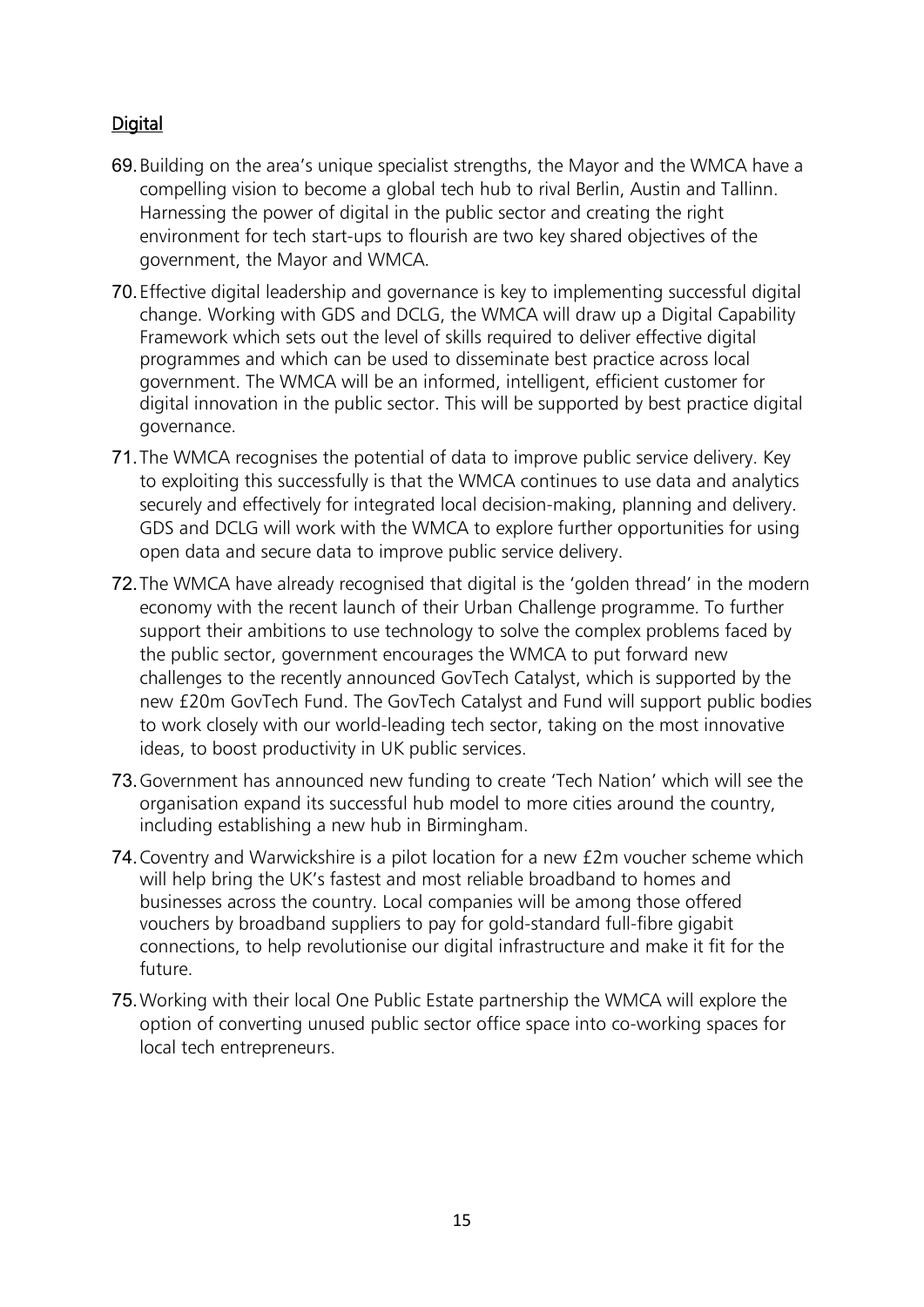## Digital

69. Building on the area's unique specialist strengths, the Mayor and the WMCA have a compelling vision to become a global tech hub to rival Berlin, Austin and Tallinn. Harnessing the power of digital in the public sector and creating the right environment for tech start-ups to flourish are two key shared objectives of the government, the Mayor and WMCA.

70. Effective digital leadership and governance is key to implementing successful digital change. Working with GDS and DCLG, the WMCA will draw up a Digital Capability Framework which sets out the level of skills required to deliver effective digital programmes and which can be used to disseminate best practice across local government. The WMCA will be an informed, intelligent, efficient customer for digital innovation in the public sector. This will be supported by best practice digital governance.

71. The WMCA recognises the potential of data to improve public service delivery. Key to exploiting this successfully is that the WMCA continues to use data and analytics securely and effectively for integrated local decision-making, planning and delivery. GDS and DCLG will work with the WMCA to explore further opportunities for using open data and secure data to improve public service delivery.

72. The WMCA have already recognised that digital is the 'golden thread' in the modern economy with the recent launch of their Urban Challenge programme. To further support their ambitions to use technology to solve the complex problems faced by the public sector, government encourages the WMCA to put forward new challenges to the recently announced GovTech Catalyst, which is supported by the new £20m GovTech Fund. The GovTech Catalyst and Fund will support public bodies to work closely with our world-leading tech sector, taking on the most innovative ideas, to boost productivity in UK public services.

73. Government has announced new funding to create 'Tech Nation' which will see the organisation expand its successful hub model to more cities around the country, including establishing a new hub in Birmingham.

74. Coventry and Warwickshire is a pilot location for a new £2m voucher scheme which will help bring the UK's fastest and most reliable broadband to homes and businesses across the country. Local companies will be among those offered vouchers by broadband suppliers to pay for gold-standard full-fibre gigabit connections, to help revolutionise our digital infrastructure and make it fit for the future.

75. Working with their local One Public Estate partnership the WMCA will explore the option of converting unused public sector office space into co-working spaces for local tech entrepreneurs.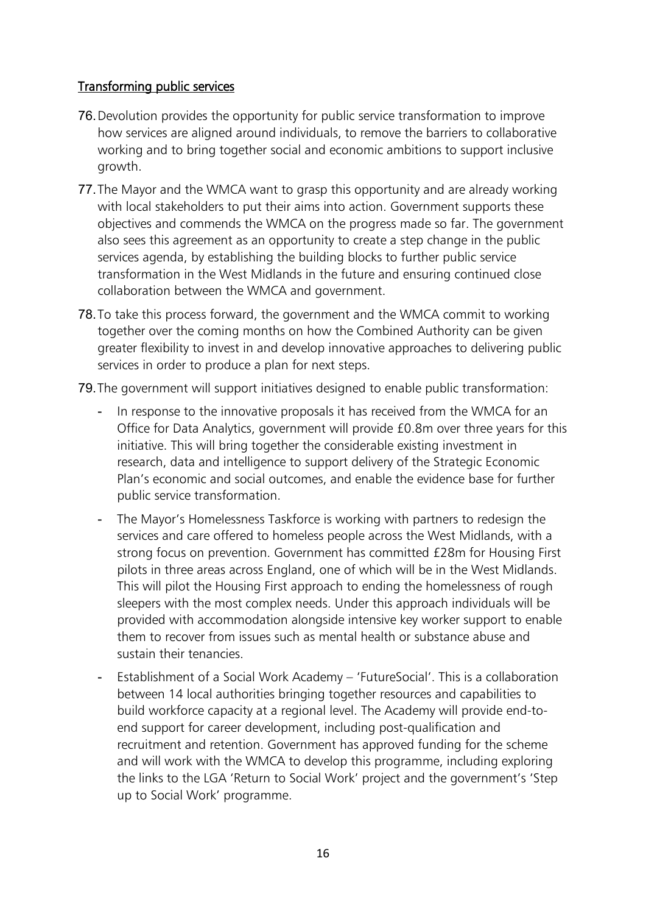## Transforming public services

76. Devolution provides the opportunity for public service transformation to improve how services are aligned around individuals, to remove the barriers to collaborative working and to bring together social and economic ambitions to support inclusive growth.

77. The Mayor and the WMCA want to grasp this opportunity and are already working with local stakeholders to put their aims into action. Government supports these objectives and commends the WMCA on the progress made so far. The government also sees this agreement as an opportunity to create a step change in the public services agenda, by establishing the building blocks to further public service transformation in the West Midlands in the future and ensuring continued close collaboration between the WMCA and government.

78. To take this process forward, the government and the WMCA commit to working together over the coming months on how the Combined Authority can be given greater flexibility to invest in and develop innovative approaches to delivering public services in order to produce a plan for next steps.

79. The government will support initiatives designed to enable public transformation:

- In response to the innovative proposals it has received from the WMCA for an Office for Data Analytics, government will provide £0.8m over three years for this initiative. This will bring together the considerable existing investment in research, data and intelligence to support delivery of the Strategic Economic Plan's economic and social outcomes, and enable the evidence base for further public service transformation.
- The Mayor's Homelessness Taskforce is working with partners to redesign the services and care offered to homeless people across the West Midlands, with a strong focus on prevention. Government has committed £28m for Housing First pilots in three areas across England, one of which will be in the West Midlands. This will pilot the Housing First approach to ending the homelessness of rough sleepers with the most complex needs. Under this approach individuals will be provided with accommodation alongside intensive key worker support to enable them to recover from issues such as mental health or substance abuse and sustain their tenancies.
- Establishment of a Social Work Academy – 'FutureSocial'. This is a collaboration between 14 local authorities bringing together resources and capabilities to build workforce capacity at a regional level. The Academy will provide end-to-end support for career development, including post-qualification and recruitment and retention. Government has approved funding for the scheme and will work with the WMCA to develop this programme, including exploring the links to the LGA 'Return to Social Work' project and the government's 'Step up to Social Work' programme.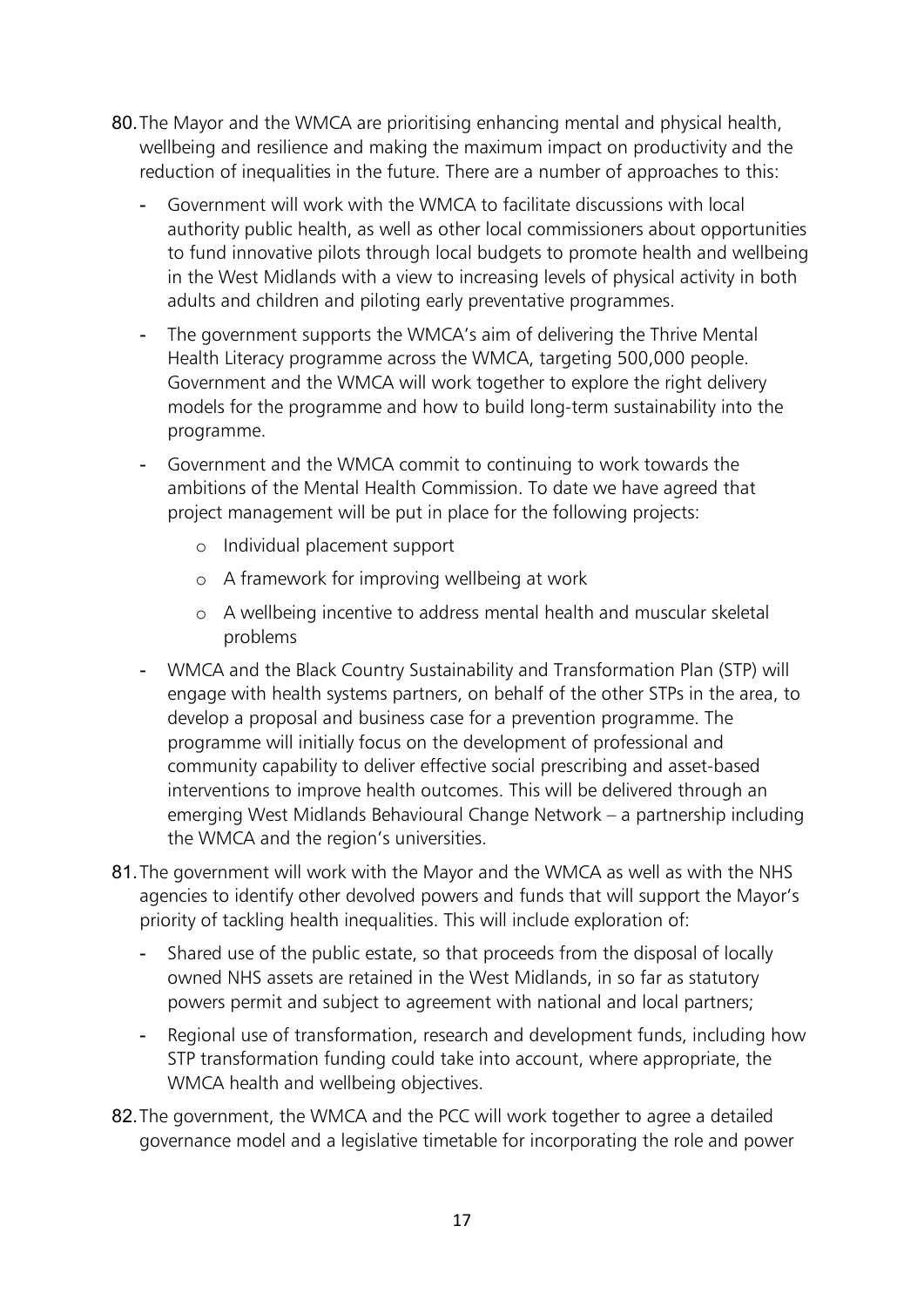80. The Mayor and the WMCA are prioritising enhancing mental and physical health, wellbeing and resilience and making the maximum impact on productivity and the reduction of inequalities in the future. There are a number of approaches to this:

    - Government will work with the WMCA to facilitate discussions with local authority public health, as well as other local commissioners about opportunities to fund innovative pilots through local budgets to promote health and wellbeing in the West Midlands with a view to increasing levels of physical activity in both adults and children and piloting early preventative programmes.
    - The government supports the WMCA's aim of delivering the Thrive Mental Health Literacy programme across the WMCA, targeting 500,000 people. Government and the WMCA will work together to explore the right delivery models for the programme and how to build long-term sustainability into the programme.
    - Government and the WMCA commit to continuing to work towards the ambitions of the Mental Health Commission. To date we have agreed that project management will be put in place for the following projects:
        - Individual placement support
        - A framework for improving wellbeing at work
        - A wellbeing incentive to address mental health and muscular skeletal problems
    - WMCA and the Black Country Sustainability and Transformation Plan (STP) will engage with health systems partners, on behalf of the other STPs in the area, to develop a proposal and business case for a prevention programme. The programme will initially focus on the development of professional and community capability to deliver effective social prescribing and asset-based interventions to improve health outcomes. This will be delivered through an emerging West Midlands Behavioural Change Network – a partnership including the WMCA and the region's universities.

81. The government will work with the Mayor and the WMCA as well as with the NHS agencies to identify other devolved powers and funds that will support the Mayor's priority of tackling health inequalities. This will include exploration of:

    - Shared use of the public estate, so that proceeds from the disposal of locally owned NHS assets are retained in the West Midlands, in so far as statutory powers permit and subject to agreement with national and local partners;
    - Regional use of transformation, research and development funds, including how STP transformation funding could take into account, where appropriate, the WMCA health and wellbeing objectives.

82. The government, the WMCA and the PCC will work together to agree a detailed governance model and a legislative timetable for incorporating the role and power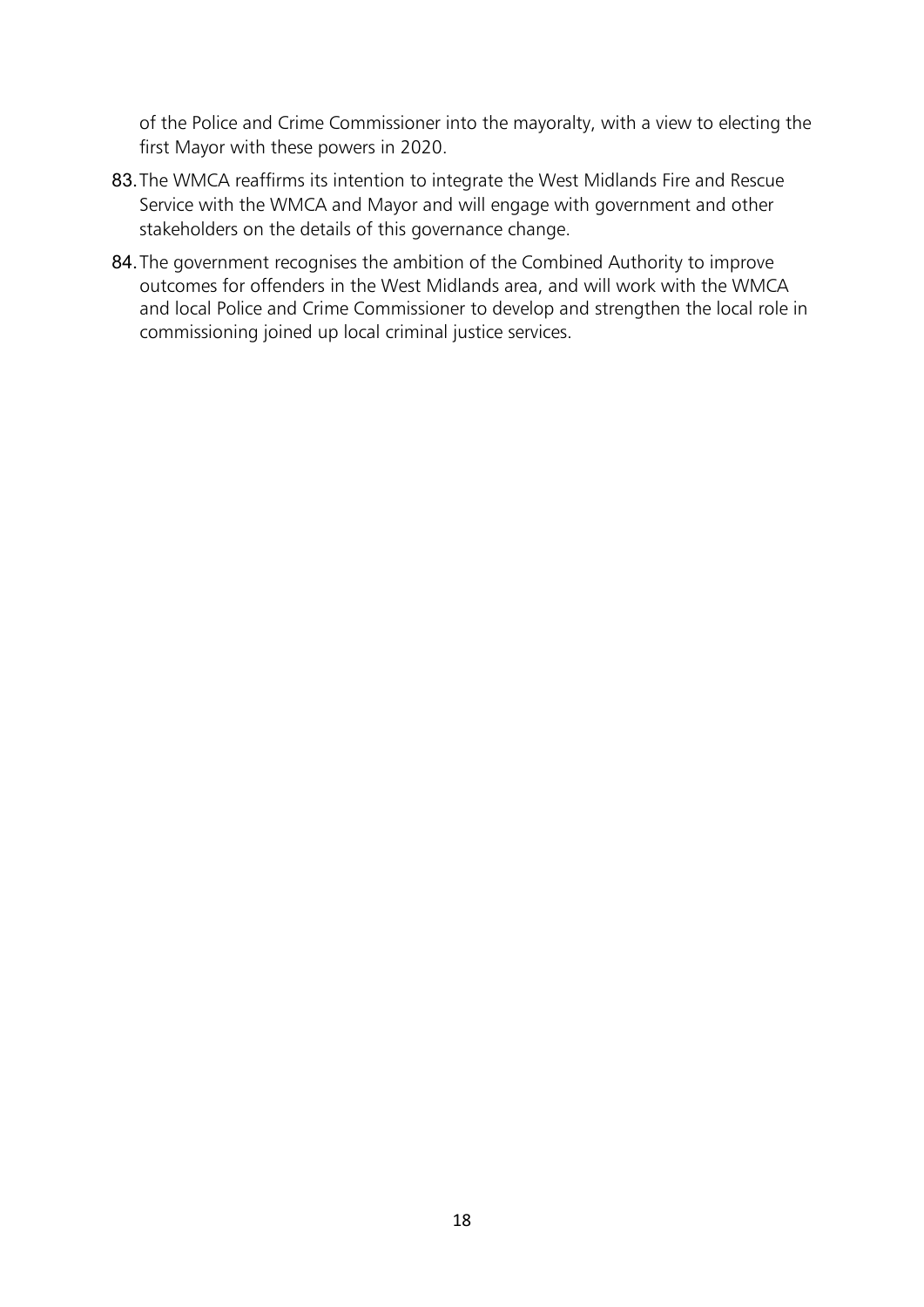of the Police and Crime Commissioner into the mayoralty, with a view to electing the first Mayor with these powers in 2020.

83. The WMCA reaffirms its intention to integrate the West Midlands Fire and Rescue Service with the WMCA and Mayor and will engage with government and other stakeholders on the details of this governance change.

84. The government recognises the ambition of the Combined Authority to improve outcomes for offenders in the West Midlands area, and will work with the WMCA and local Police and Crime Commissioner to develop and strengthen the local role in commissioning joined up local criminal justice services.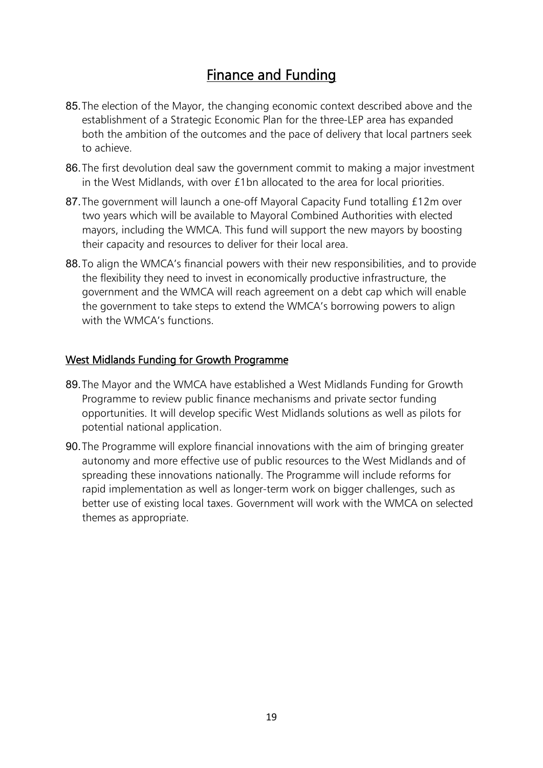# Finance and Funding

85. The election of the Mayor, the changing economic context described above and the establishment of a Strategic Economic Plan for the three-LEP area has expanded both the ambition of the outcomes and the pace of delivery that local partners seek to achieve.

86. The first devolution deal saw the government commit to making a major investment in the West Midlands, with over £1bn allocated to the area for local priorities.

87. The government will launch a one-off Mayoral Capacity Fund totalling £12m over two years which will be available to Mayoral Combined Authorities with elected mayors, including the WMCA. This fund will support the new mayors by boosting their capacity and resources to deliver for their local area.

88. To align the WMCA's financial powers with their new responsibilities, and to provide the flexibility they need to invest in economically productive infrastructure, the government and the WMCA will reach agreement on a debt cap which will enable the government to take steps to extend the WMCA's borrowing powers to align with the WMCA's functions.

## West Midlands Funding for Growth Programme

89. The Mayor and the WMCA have established a West Midlands Funding for Growth Programme to review public finance mechanisms and private sector funding opportunities. It will develop specific West Midlands solutions as well as pilots for potential national application.

90. The Programme will explore financial innovations with the aim of bringing greater autonomy and more effective use of public resources to the West Midlands and of spreading these innovations nationally. The Programme will include reforms for rapid implementation as well as longer-term work on bigger challenges, such as better use of existing local taxes. Government will work with the WMCA on selected themes as appropriate.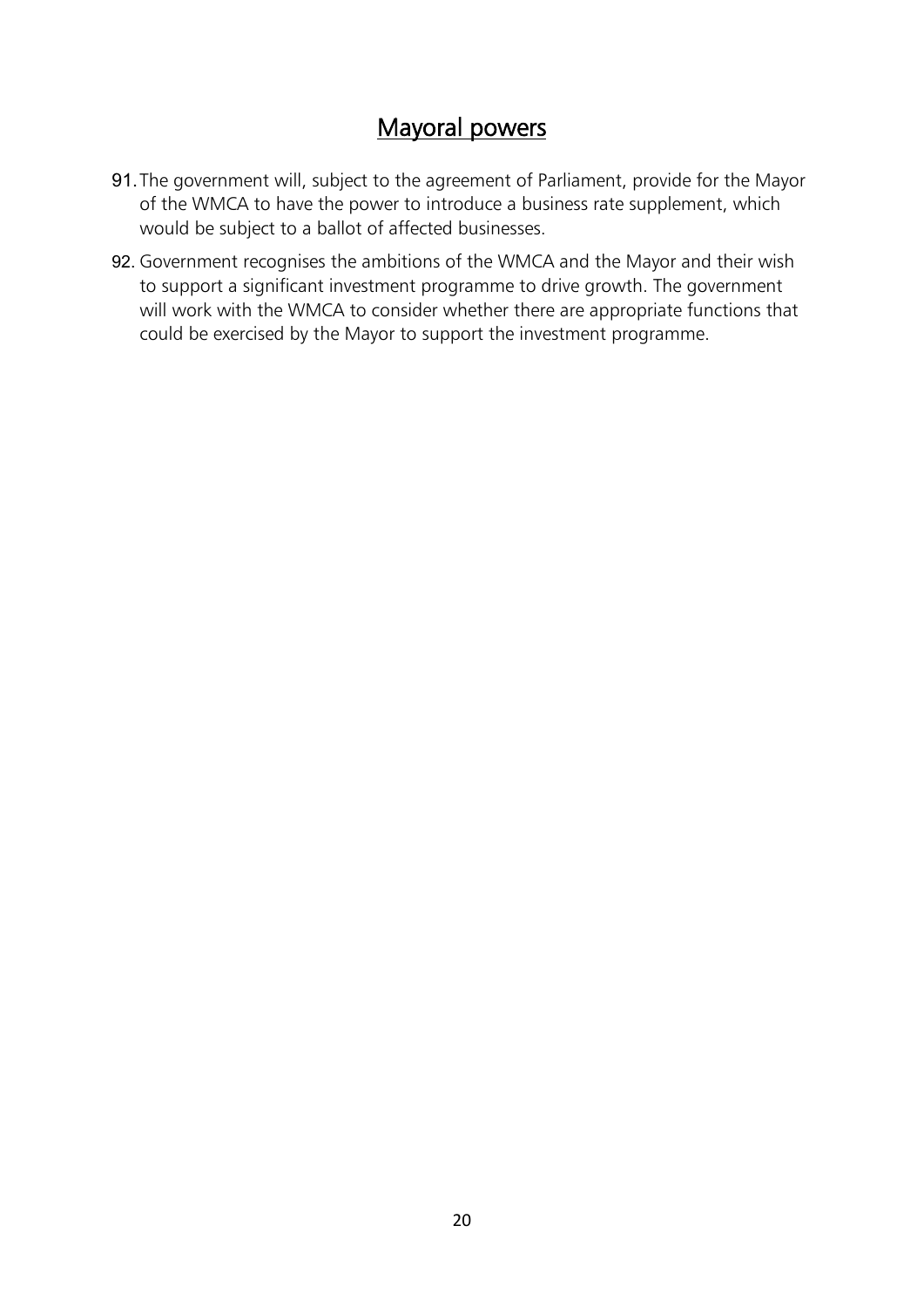## Mayoral powers

91. The government will, subject to the agreement of Parliament, provide for the Mayor of the WMCA to have the power to introduce a business rate supplement, which would be subject to a ballot of affected businesses.

92. Government recognises the ambitions of the WMCA and the Mayor and their wish to support a significant investment programme to drive growth. The government will work with the WMCA to consider whether there are appropriate functions that could be exercised by the Mayor to support the investment programme.